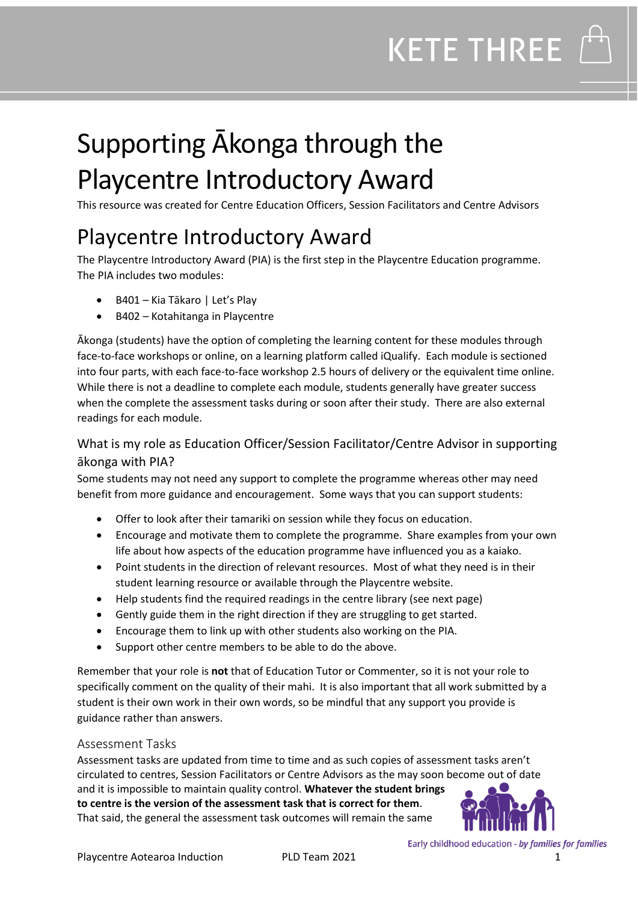KETE THREE

# Supporting Ākonga through the Playcentre Introductory Award

This resource was created for Centre Education Officers, Session Facilitators and Centre Advisors

# Playcentre Introductory Award

The Playcentre Introductory Award (PIA) is the first step in the Playcentre Education programme. The PIA includes two modules:

- B401 – Kia Tākaro | Let's Play
- B402 – Kotahitanga in Playcentre

Ākonga (students) have the option of completing the learning content for these modules through face-to-face workshops or online, on a learning platform called iQualify. Each module is sectioned into four parts, with each face-to-face workshop 2.5 hours of delivery or the equivalent time online. While there is not a deadline to complete each module, students generally have greater success when the complete the assessment tasks during or soon after their study. There are also external readings for each module.

## What is my role as Education Officer/Session Facilitator/Centre Advisor in supporting ākonga with PIA?

Some students may not need any support to complete the programme whereas other may need benefit from more guidance and encouragement. Some ways that you can support students:

- Offer to look after their tamariki on session while they focus on education.
- Encourage and motivate them to complete the programme. Share examples from your own life about how aspects of the education programme have influenced you as a kaiako.
- Point students in the direction of relevant resources. Most of what they need is in their student learning resource or available through the Playcentre website.
- Help students find the required readings in the centre library (see next page)
- Gently guide them in the right direction if they are struggling to get started.
- Encourage them to link up with other students also working on the PIA.
- Support other centre members to be able to do the above.

Remember that your role is **not** that of Education Tutor or Commenter, so it is not your role to specifically comment on the quality of their mahi. It is also important that all work submitted by a student is their own work in their own words, so be mindful that any support you provide is guidance rather than answers.

### Assessment Tasks

Assessment tasks are updated from time to time and as such copies of assessment tasks aren't circulated to centres, Session Facilitators or Centre Advisors as the may soon become out of date and it is impossible to maintain quality control. **Whatever the student brings to centre is the version of the assessment task that is correct for them**. That said, the general the assessment task outcomes will remain the same

Early childhood education - *by families for families*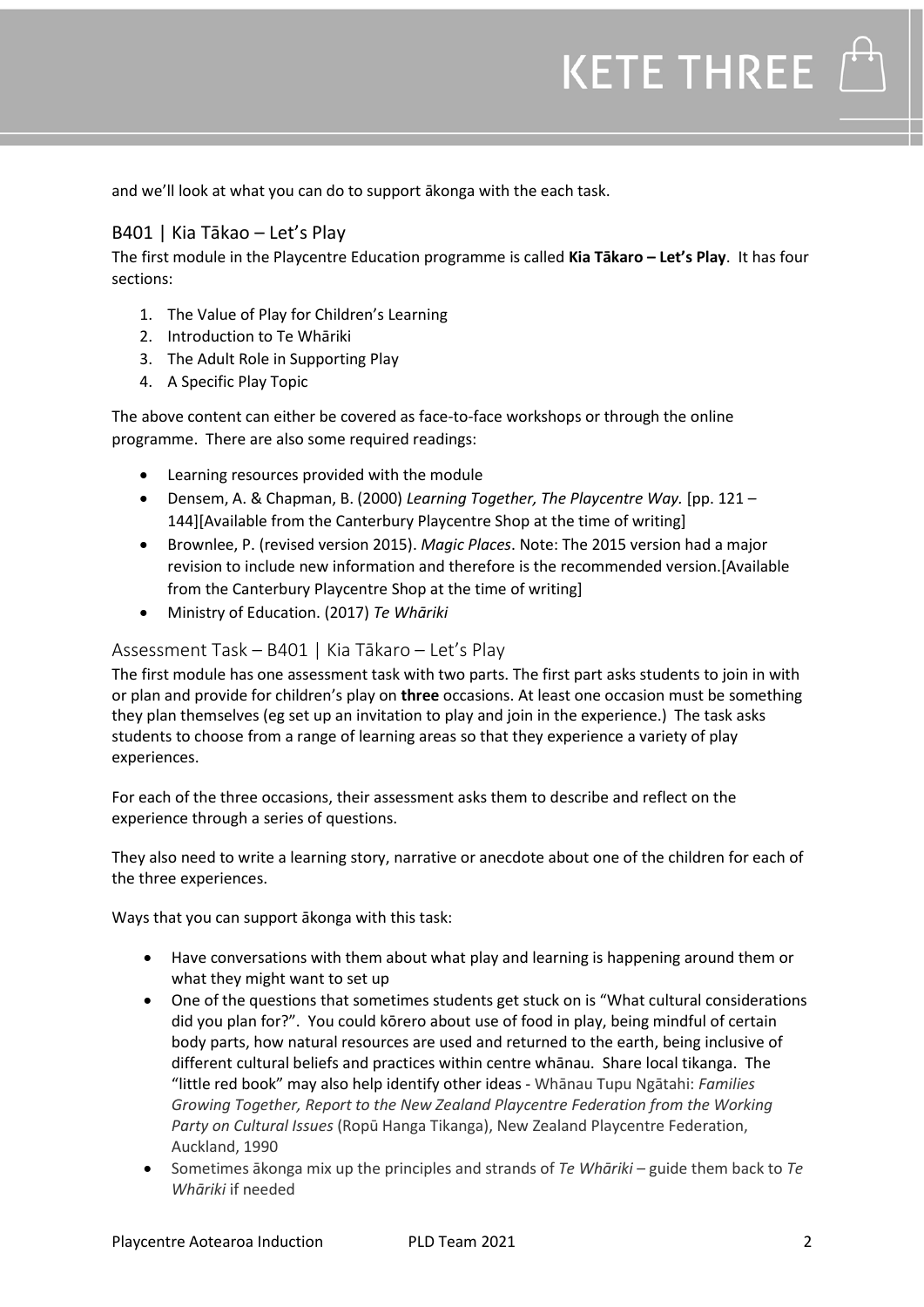and we'll look at what you can do to support ākonga with the each task.

## B401 | Kia Tākao – Let's Play

The first module in the Playcentre Education programme is called **Kia Tākaro – Let's Play**. It has four sections:

1. The Value of Play for Children's Learning
2. Introduction to Te Whāriki
3. The Adult Role in Supporting Play
4. A Specific Play Topic

The above content can either be covered as face-to-face workshops or through the online programme. There are also some required readings:

- Learning resources provided with the module
- Densem, A. & Chapman, B. (2000) *Learning Together, The Playcentre Way.* [pp. 121 – 144][Available from the Canterbury Playcentre Shop at the time of writing]
- Brownlee, P. (revised version 2015). *Magic Places*. Note: The 2015 version had a major revision to include new information and therefore is the recommended version.[Available from the Canterbury Playcentre Shop at the time of writing]
- Ministry of Education. (2017) *Te Whāriki*

### Assessment Task – B401 | Kia Tākaro – Let's Play

The first module has one assessment task with two parts. The first part asks students to join in with or plan and provide for children's play on **three** occasions. At least one occasion must be something they plan themselves (eg set up an invitation to play and join in the experience.) The task asks students to choose from a range of learning areas so that they experience a variety of play experiences.

For each of the three occasions, their assessment asks them to describe and reflect on the experience through a series of questions.

They also need to write a learning story, narrative or anecdote about one of the children for each of the three experiences.

Ways that you can support ākonga with this task:

- Have conversations with them about what play and learning is happening around them or what they might want to set up
- One of the questions that sometimes students get stuck on is "What cultural considerations did you plan for?". You could kōrero about use of food in play, being mindful of certain body parts, how natural resources are used and returned to the earth, being inclusive of different cultural beliefs and practices within centre whānau. Share local tikanga. The "little red book" may also help identify other ideas - Whānau Tupu Ngātahi: *Families Growing Together, Report to the New Zealand Playcentre Federation from the Working Party on Cultural Issues* (Ropū Hanga Tikanga), New Zealand Playcentre Federation, Auckland, 1990
- Sometimes ākonga mix up the principles and strands of *Te Whāriki* – guide them back to *Te Whāriki* if needed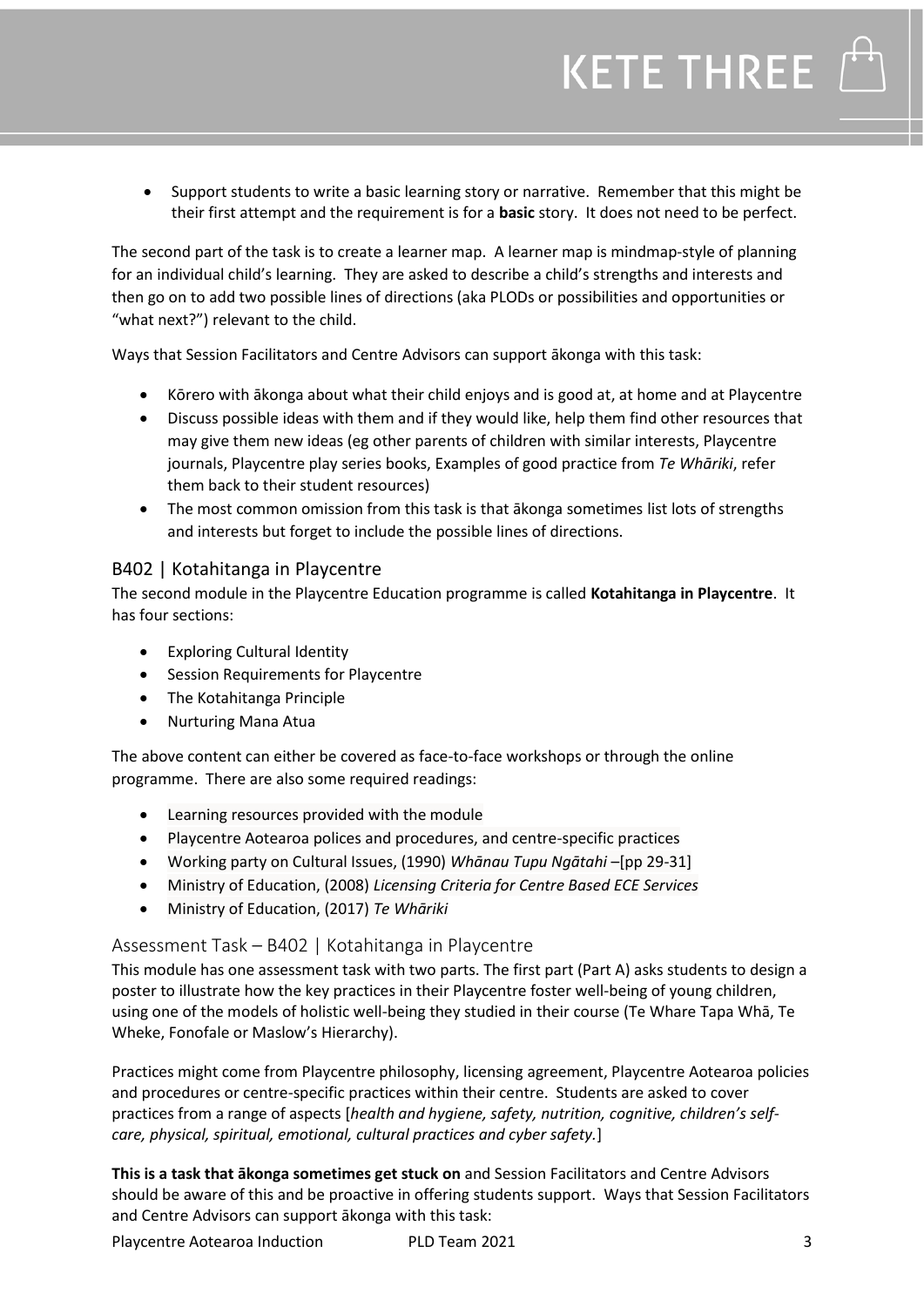- Support students to write a basic learning story or narrative. Remember that this might be their first attempt and the requirement is for a **basic** story. It does not need to be perfect.

The second part of the task is to create a learner map. A learner map is mindmap-style of planning for an individual child's learning. They are asked to describe a child's strengths and interests and then go on to add two possible lines of directions (aka PLODs or possibilities and opportunities or "what next?") relevant to the child.

Ways that Session Facilitators and Centre Advisors can support ākonga with this task:

- Kōrero with ākonga about what their child enjoys and is good at, at home and at Playcentre
- Discuss possible ideas with them and if they would like, help them find other resources that may give them new ideas (eg other parents of children with similar interests, Playcentre journals, Playcentre play series books, Examples of good practice from *Te Whāriki*, refer them back to their student resources)
- The most common omission from this task is that ākonga sometimes list lots of strengths and interests but forget to include the possible lines of directions.

## B402 | Kotahitanga in Playcentre

The second module in the Playcentre Education programme is called **Kotahitanga in Playcentre**. It has four sections:

- Exploring Cultural Identity
- Session Requirements for Playcentre
- The Kotahitanga Principle
- Nurturing Mana Atua

The above content can either be covered as face-to-face workshops or through the online programme. There are also some required readings:

- Learning resources provided with the module
- Playcentre Aotearoa polices and procedures, and centre-specific practices
- Working party on Cultural Issues, (1990) *Whānau Tupu Ngātahi* –[pp 29-31]
- Ministry of Education, (2008) *Licensing Criteria for Centre Based ECE Services*
- Ministry of Education, (2017) *Te Whāriki*

### Assessment Task – B402 | Kotahitanga in Playcentre

This module has one assessment task with two parts. The first part (Part A) asks students to design a poster to illustrate how the key practices in their Playcentre foster well-being of young children, using one of the models of holistic well-being they studied in their course (Te Whare Tapa Whā, Te Wheke, Fonofale or Maslow's Hierarchy).

Practices might come from Playcentre philosophy, licensing agreement, Playcentre Aotearoa policies and procedures or centre-specific practices within their centre. Students are asked to cover practices from a range of aspects [*health and hygiene, safety, nutrition, cognitive, children's self-care, physical, spiritual, emotional, cultural practices and cyber safety.*]

**This is a task that ākonga sometimes get stuck on** and Session Facilitators and Centre Advisors should be aware of this and be proactive in offering students support. Ways that Session Facilitators and Centre Advisors can support ākonga with this task: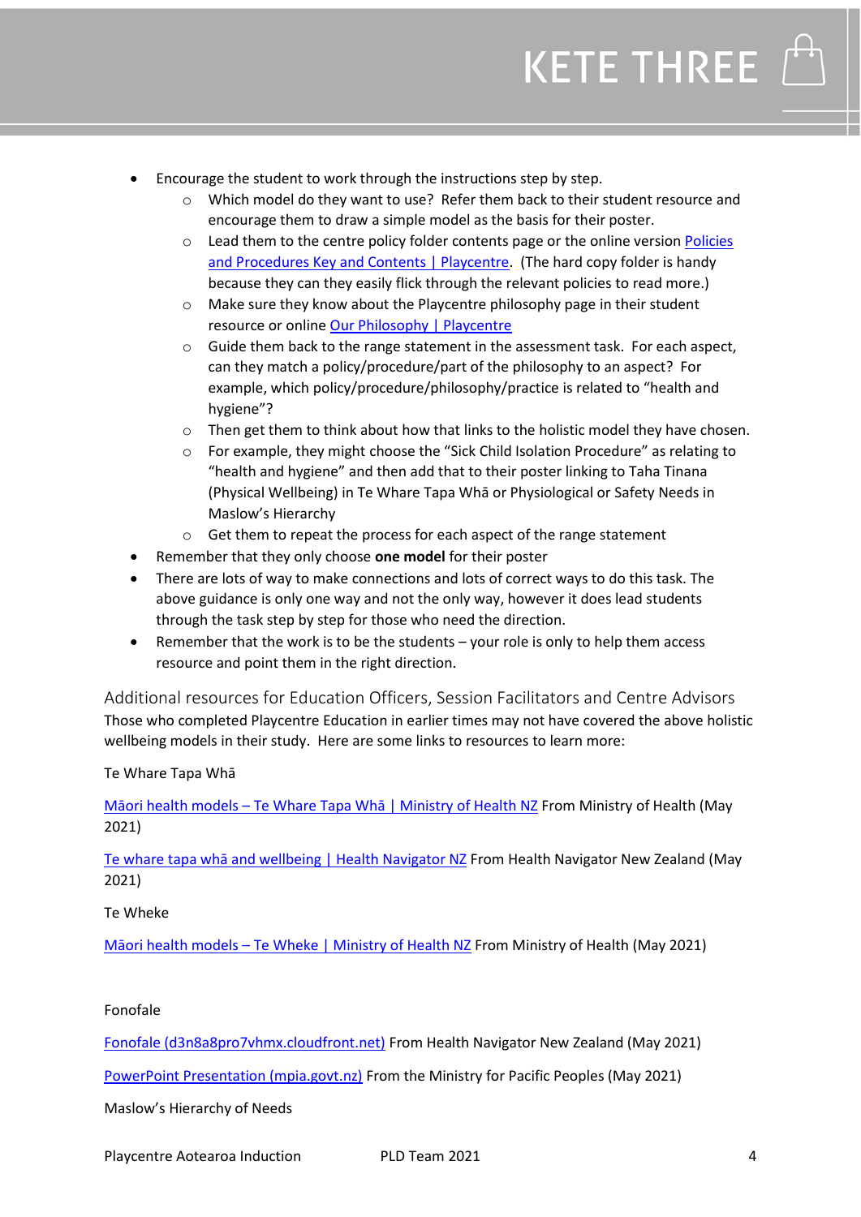- Encourage the student to work through the instructions step by step.
    - Which model do they want to use? Refer them back to their student resource and encourage them to draw a simple model as the basis for their poster.
    - Lead them to the centre policy folder contents page or the online version [Policies and Procedures Key and Contents | Playcentre](). (The hard copy folder is handy because they can they easily flick through the relevant policies to read more.)
    - Make sure they know about the Playcentre philosophy page in their student resource or online [Our Philosophy | Playcentre]()
    - Guide them back to the range statement in the assessment task. For each aspect, can they match a policy/procedure/part of the philosophy to an aspect? For example, which policy/procedure/philosophy/practice is related to "health and hygiene"?
    - Then get them to think about how that links to the holistic model they have chosen.
    - For example, they might choose the "Sick Child Isolation Procedure" as relating to "health and hygiene" and then add that to their poster linking to Taha Tinana (Physical Wellbeing) in Te Whare Tapa Whā or Physiological or Safety Needs in Maslow's Hierarchy
    - Get them to repeat the process for each aspect of the range statement
- Remember that they only choose **one model** for their poster
- There are lots of way to make connections and lots of correct ways to do this task. The above guidance is only one way and not the only way, however it does lead students through the task step by step for those who need the direction.
- Remember that the work is to be the students – your role is only to help them access resource and point them in the right direction.

## Additional resources for Education Officers, Session Facilitators and Centre Advisors

Those who completed Playcentre Education in earlier times may not have covered the above holistic wellbeing models in their study. Here are some links to resources to learn more:

Te Whare Tapa Whā

[Māori health models – Te Whare Tapa Whā | Ministry of Health NZ]() From Ministry of Health (May 2021)

[Te whare tapa whā and wellbeing | Health Navigator NZ]() From Health Navigator New Zealand (May 2021)

Te Wheke

[Māori health models – Te Wheke | Ministry of Health NZ]() From Ministry of Health (May 2021)

Fonofale

[Fonofale (d3n8a8pro7vhmx.cloudfront.net)]() From Health Navigator New Zealand (May 2021)

[PowerPoint Presentation (mpia.govt.nz)]() From the Ministry for Pacific Peoples (May 2021)

Maslow's Hierarchy of Needs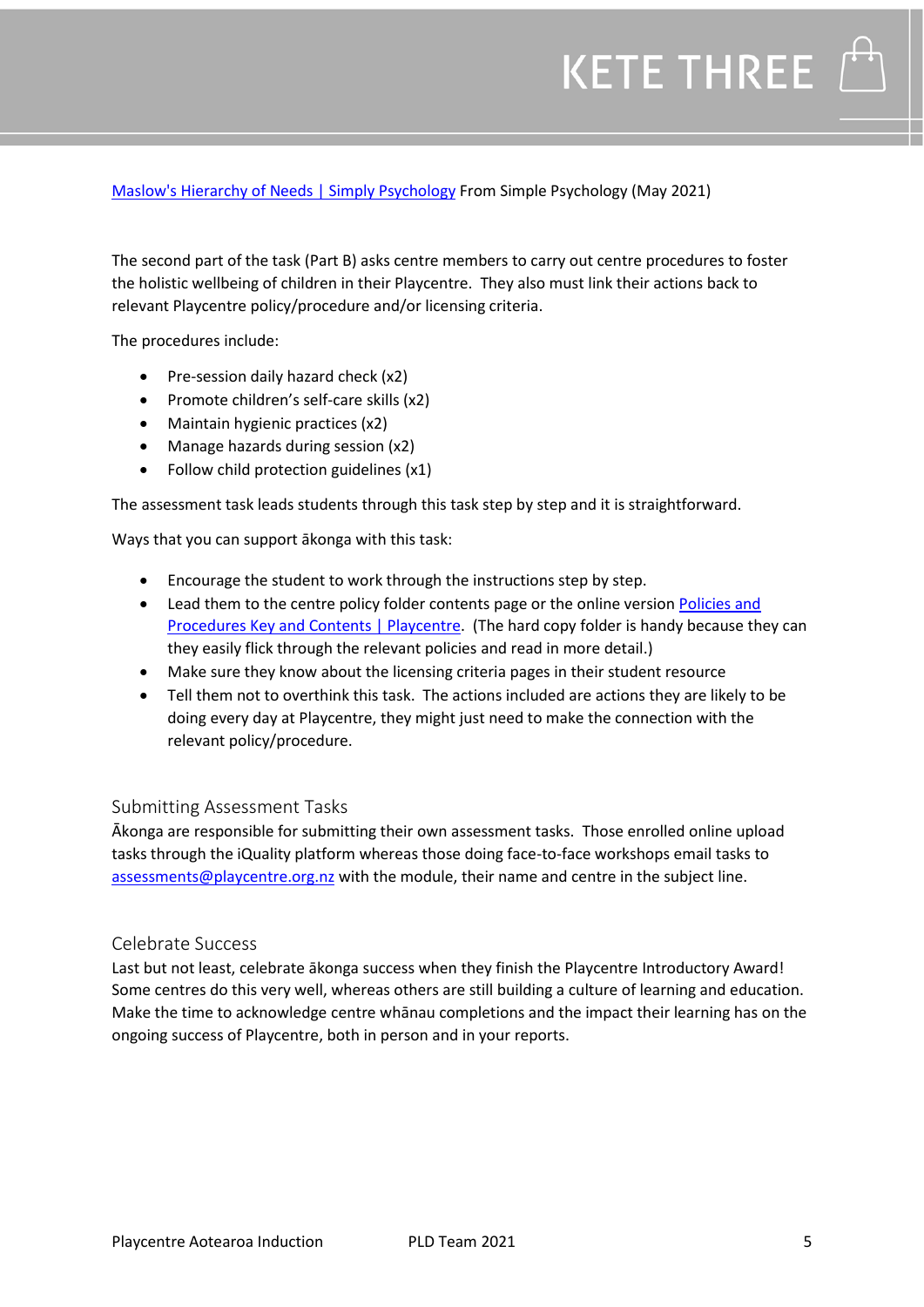[Maslow's Hierarchy of Needs | Simply Psychology](Maslow's Hierarchy of Needs | Simply Psychology) From Simple Psychology (May 2021)

The second part of the task (Part B) asks centre members to carry out centre procedures to foster the holistic wellbeing of children in their Playcentre. They also must link their actions back to relevant Playcentre policy/procedure and/or licensing criteria.

The procedures include:

- Pre-session daily hazard check (x2)
- Promote children's self-care skills (x2)
- Maintain hygienic practices (x2)
- Manage hazards during session (x2)
- Follow child protection guidelines (x1)

The assessment task leads students through this task step by step and it is straightforward.

Ways that you can support ākonga with this task:

- Encourage the student to work through the instructions step by step.
- Lead them to the centre policy folder contents page or the online version Policies and Procedures Key and Contents | Playcentre. (The hard copy folder is handy because they can they easily flick through the relevant policies and read in more detail.)
- Make sure they know about the licensing criteria pages in their student resource
- Tell them not to overthink this task. The actions included are actions they are likely to be doing every day at Playcentre, they might just need to make the connection with the relevant policy/procedure.

## Submitting Assessment Tasks

Ākonga are responsible for submitting their own assessment tasks. Those enrolled online upload tasks through the iQuality platform whereas those doing face-to-face workshops email tasks to assessments@playcentre.org.nz with the module, their name and centre in the subject line.

## Celebrate Success

Last but not least, celebrate ākonga success when they finish the Playcentre Introductory Award! Some centres do this very well, whereas others are still building a culture of learning and education. Make the time to acknowledge centre whānau completions and the impact their learning has on the ongoing success of Playcentre, both in person and in your reports.